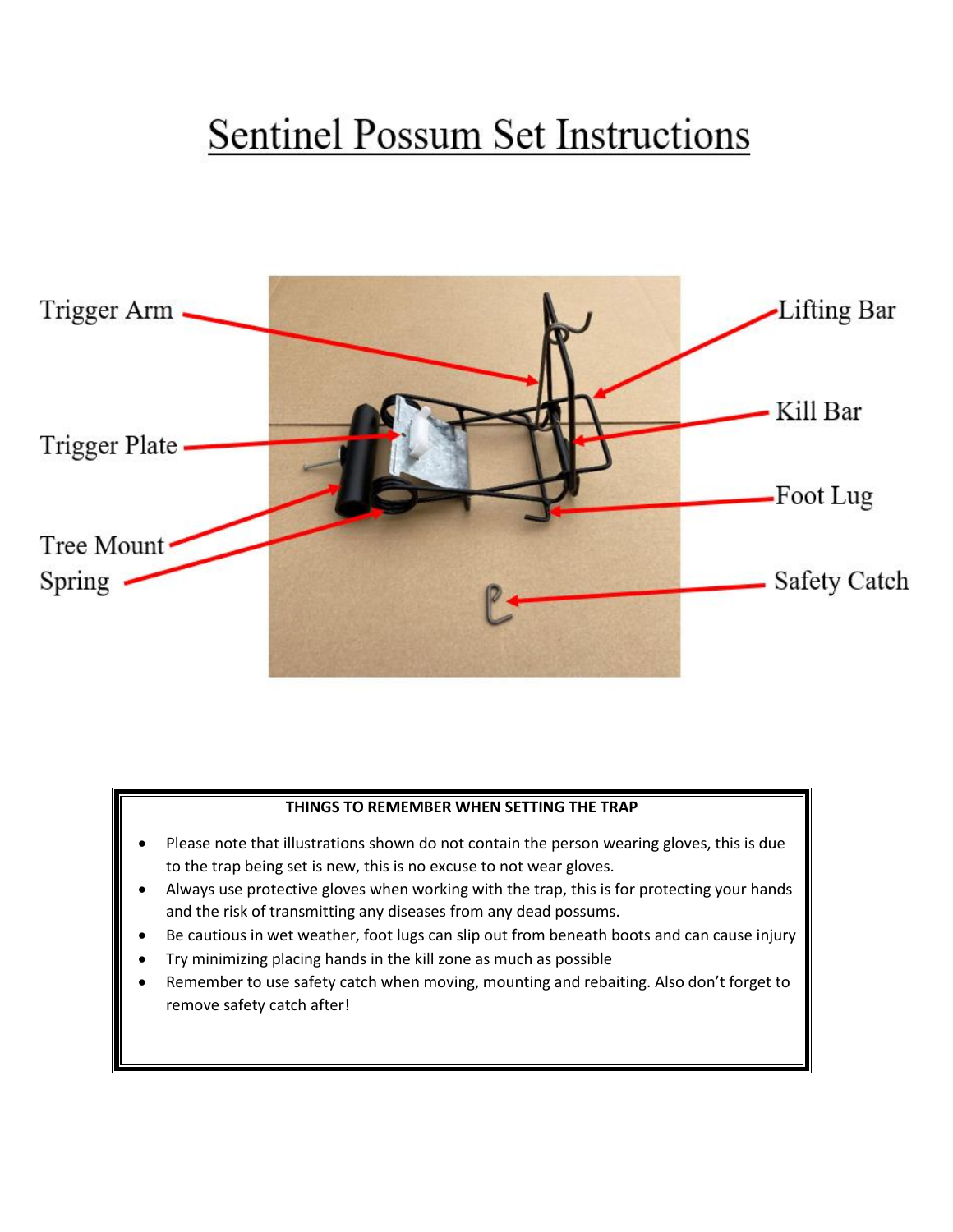# Sentinel Possum Set Instructions

Trigger Arm

Trigger Plate

Tree Mount

Spring

Lifting Bar

Kill Bar

Foot Lug

Safety Catch

**THINGS TO REMEMBER WHEN SETTING THE TRAP**

- Please note that illustrations shown do not contain the person wearing gloves, this is due to the trap being set is new, this is no excuse to not wear gloves.
- Always use protective gloves when working with the trap, this is for protecting your hands and the risk of transmitting any diseases from any dead possums.
- Be cautious in wet weather, foot lugs can slip out from beneath boots and can cause injury
- Try minimizing placing hands in the kill zone as much as possible
- Remember to use safety catch when moving, mounting and rebaiting. Also don't forget to remove safety catch after!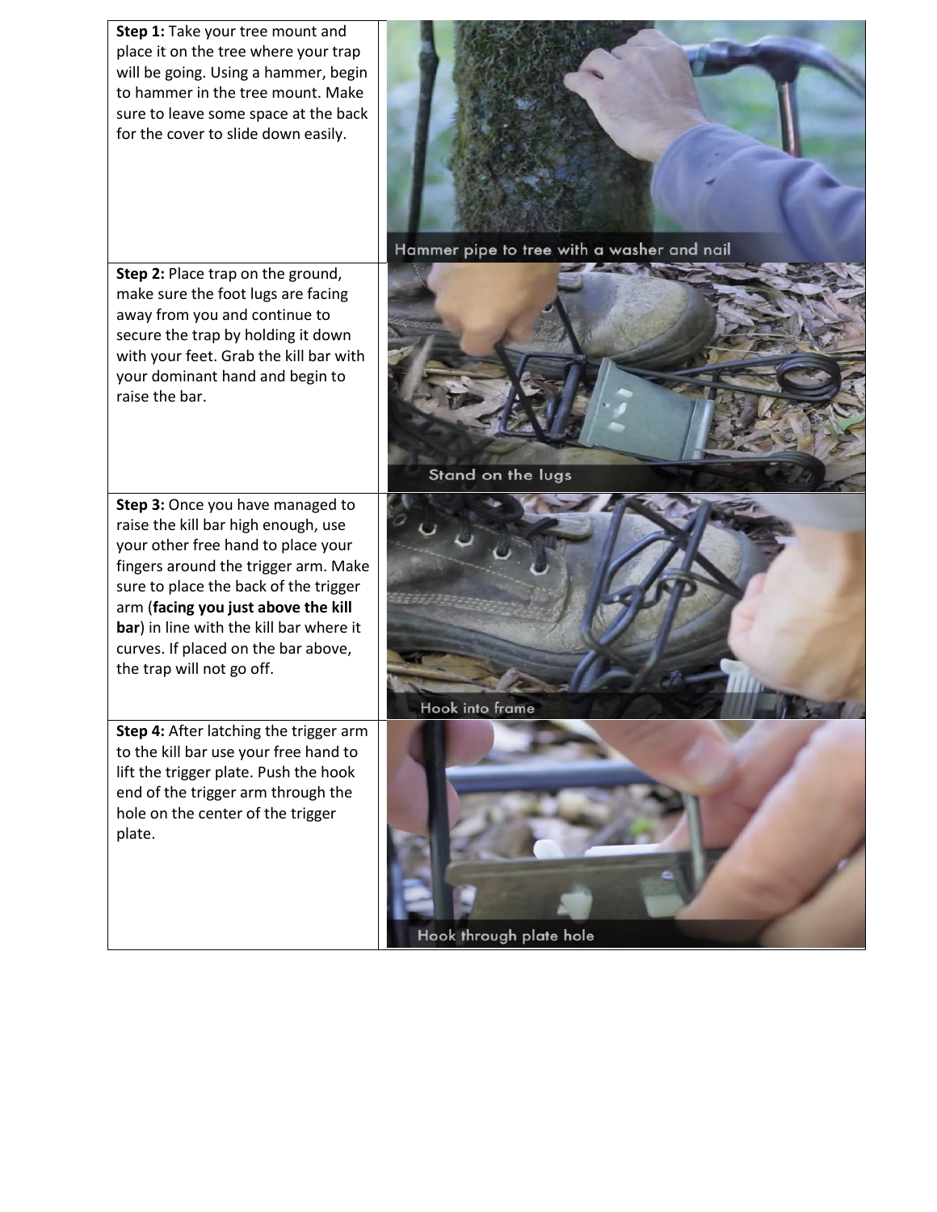**Step 1:** Take your tree mount and place it on the tree where your trap will be going. Using a hammer, begin to hammer in the tree mount. Make sure to leave some space at the back for the cover to slide down easily.

Hammer pipe to tree with a washer and nail

**Step 2:** Place trap on the ground, make sure the foot lugs are facing away from you and continue to secure the trap by holding it down with your feet. Grab the kill bar with your dominant hand and begin to raise the bar.

Stand on the lugs

**Step 3:** Once you have managed to raise the kill bar high enough, use your other free hand to place your fingers around the trigger arm. Make sure to place the back of the trigger arm (**facing you just above the kill bar**) in line with the kill bar where it curves. If placed on the bar above, the trap will not go off.

Hook into frame

**Step 4:** After latching the trigger arm to the kill bar use your free hand to lift the trigger plate. Push the hook end of the trigger arm through the hole on the center of the trigger plate.

Hook through plate hole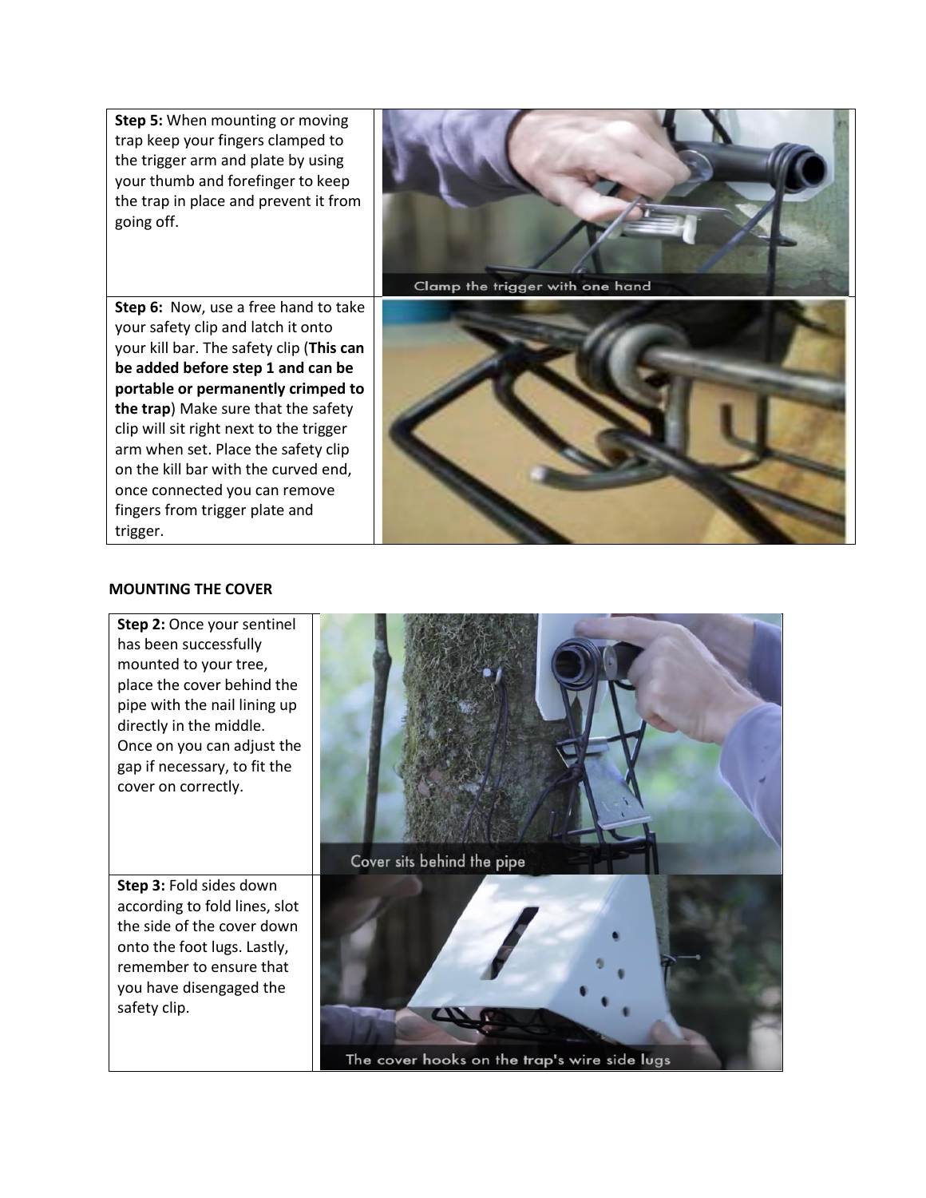| | |
|---|---|
| **Step 5:** When mounting or moving trap keep your fingers clamped to the trigger arm and plate by using your thumb and forefinger to keep the trap in place and prevent it from going off. | Clamp the trigger with one hand |
| **Step 6:** Now, use a free hand to take your safety clip and latch it onto your kill bar. The safety clip (**This can be added before step 1 and can be portable or permanently crimped to the trap**) Make sure that the safety clip will sit right next to the trigger arm when set. Place the safety clip on the kill bar with the curved end, once connected you can remove fingers from trigger plate and trigger. | |

**MOUNTING THE COVER**

| | |
|---|---|
| **Step 2:** Once your sentinel has been successfully mounted to your tree, place the cover behind the pipe with the nail lining up directly in the middle. Once on you can adjust the gap if necessary, to fit the cover on correctly. | Cover sits behind the pipe |
| **Step 3:** Fold sides down according to fold lines, slot the side of the cover down onto the foot lugs. Lastly, remember to ensure that you have disengaged the safety clip. | The cover hooks on the trap's wire side lugs |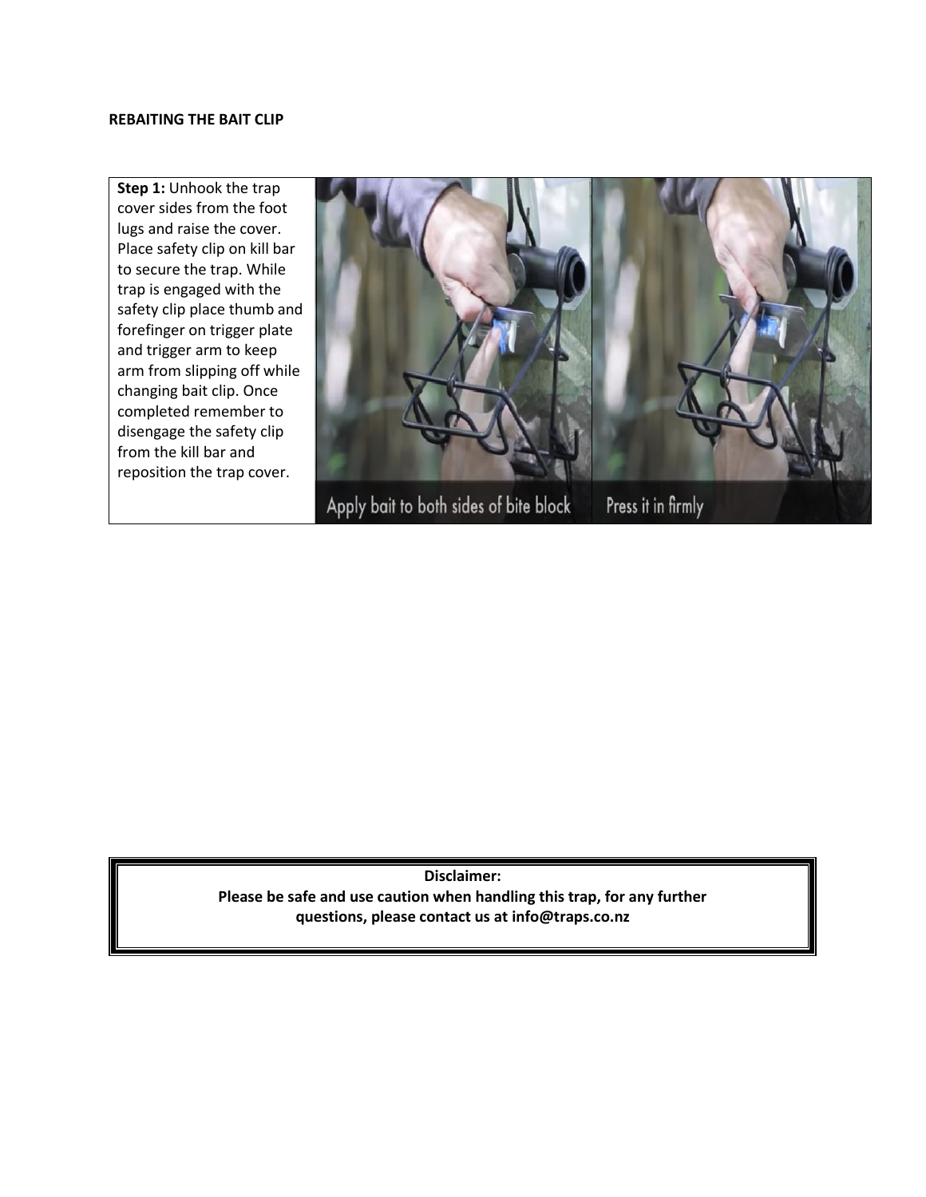**REBAITING THE BAIT CLIP**

| | |
|---|---|
| **Step 1:** Unhook the trap cover sides from the foot lugs and raise the cover. Place safety clip on kill bar to secure the trap. While trap is engaged with the safety clip place thumb and forefinger on trigger plate and trigger arm to keep arm from slipping off while changing bait clip. Once completed remember to disengage the safety clip from the kill bar and reposition the trap cover. | Apply bait to both sides of bite block / Press it in firmly |

**Disclaimer:**
**Please be safe and use caution when handling this trap, for any further questions, please contact us at info@traps.co.nz**